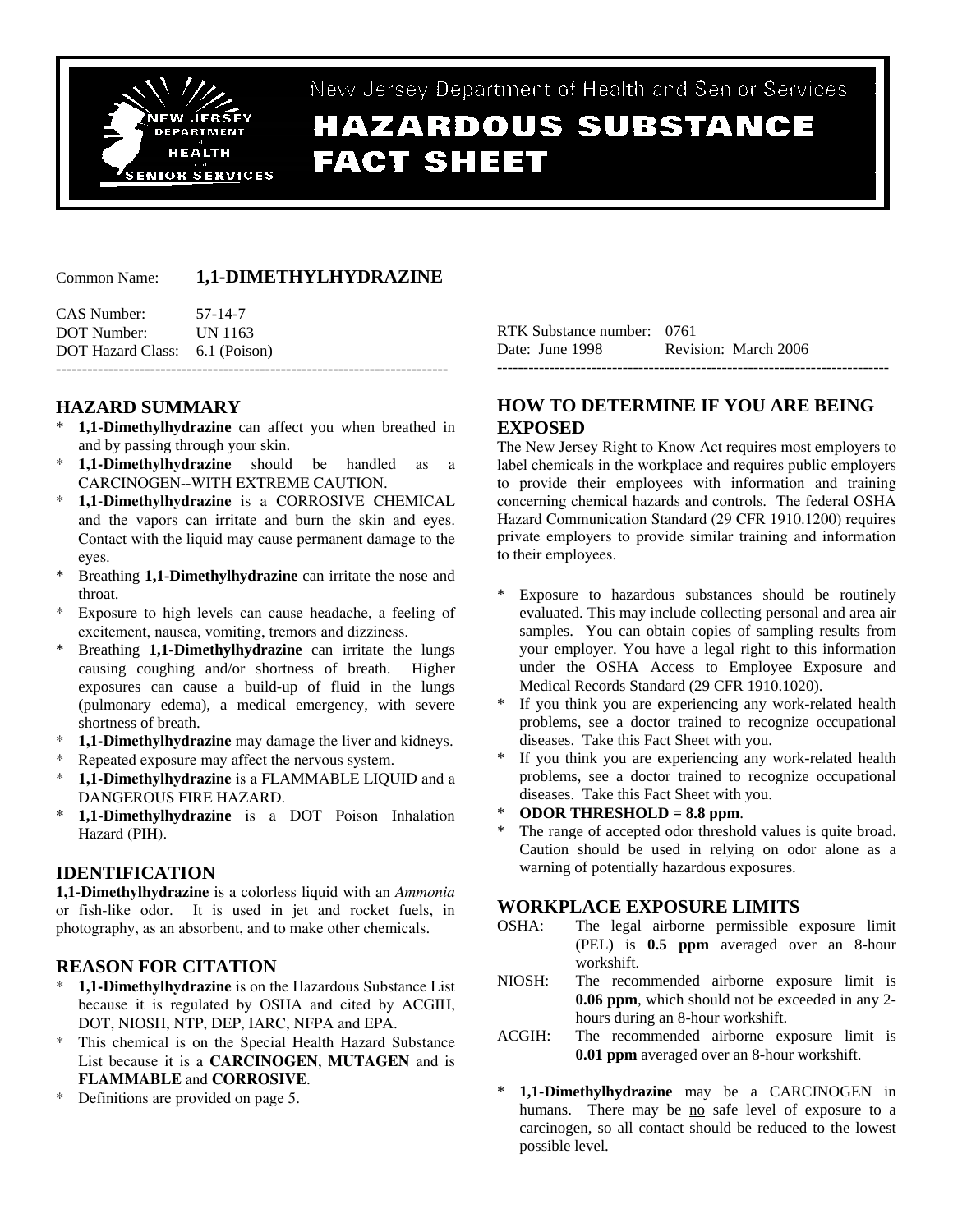New Jersey Department of Health and Senior Services

# HAZARDOUS SUBSTANCE FACT SHEET

Common Name: **1,1-DIMETHYLHYDRAZINE**

CAS Number: 57-14-7
DOT Number: UN 1163
DOT Hazard Class: 6.1 (Poison)

RTK Substance number: 0761
Date: June 1998 Revision: March 2006

---

## HAZARD SUMMARY

* **1,1-Dimethylhydrazine** can affect you when breathed in and by passing through your skin.
* **1,1-Dimethylhydrazine** should be handled as a CARCINOGEN--WITH EXTREME CAUTION.
* **1,1-Dimethylhydrazine** is a CORROSIVE CHEMICAL and the vapors can irritate and burn the skin and eyes. Contact with the liquid may cause permanent damage to the eyes.
* Breathing **1,1-Dimethylhydrazine** can irritate the nose and throat.
* Exposure to high levels can cause headache, a feeling of excitement, nausea, vomiting, tremors and dizziness.
* Breathing **1,1-Dimethylhydrazine** can irritate the lungs causing coughing and/or shortness of breath. Higher exposures can cause a build-up of fluid in the lungs (pulmonary edema), a medical emergency, with severe shortness of breath.
* **1,1-Dimethylhydrazine** may damage the liver and kidneys.
* Repeated exposure may affect the nervous system.
* **1,1-Dimethylhydrazine** is a FLAMMABLE LIQUID and a DANGEROUS FIRE HAZARD.
* **1,1-Dimethylhydrazine** is a DOT Poison Inhalation Hazard (PIH).

## IDENTIFICATION

**1,1-Dimethylhydrazine** is a colorless liquid with an *Ammonia* or fish-like odor. It is used in jet and rocket fuels, in photography, as an absorbent, and to make other chemicals.

## REASON FOR CITATION

* **1,1-Dimethylhydrazine** is on the Hazardous Substance List because it is regulated by OSHA and cited by ACGIH, DOT, NIOSH, NTP, DEP, IARC, NFPA and EPA.
* This chemical is on the Special Health Hazard Substance List because it is a **CARCINOGEN**, **MUTAGEN** and is **FLAMMABLE** and **CORROSIVE**.
* Definitions are provided on page 5.

## HOW TO DETERMINE IF YOU ARE BEING EXPOSED

The New Jersey Right to Know Act requires most employers to label chemicals in the workplace and requires public employers to provide their employees with information and training concerning chemical hazards and controls. The federal OSHA Hazard Communication Standard (29 CFR 1910.1200) requires private employers to provide similar training and information to their employees.

* Exposure to hazardous substances should be routinely evaluated. This may include collecting personal and area air samples. You can obtain copies of sampling results from your employer. You have a legal right to this information under the OSHA Access to Employee Exposure and Medical Records Standard (29 CFR 1910.1020).
* If you think you are experiencing any work-related health problems, see a doctor trained to recognize occupational diseases. Take this Fact Sheet with you.
* If you think you are experiencing any work-related health problems, see a doctor trained to recognize occupational diseases. Take this Fact Sheet with you.
* **ODOR THRESHOLD = 8.8 ppm**.
* The range of accepted odor threshold values is quite broad. Caution should be used in relying on odor alone as a warning of potentially hazardous exposures.

## WORKPLACE EXPOSURE LIMITS

OSHA: The legal airborne permissible exposure limit (PEL) is **0.5 ppm** averaged over an 8-hour workshift.

NIOSH: The recommended airborne exposure limit is **0.06 ppm**, which should not be exceeded in any 2-hours during an 8-hour workshift.

ACGIH: The recommended airborne exposure limit is **0.01 ppm** averaged over an 8-hour workshift.

* **1,1-Dimethylhydrazine** may be a CARCINOGEN in humans. There may be no safe level of exposure to a carcinogen, so all contact should be reduced to the lowest possible level.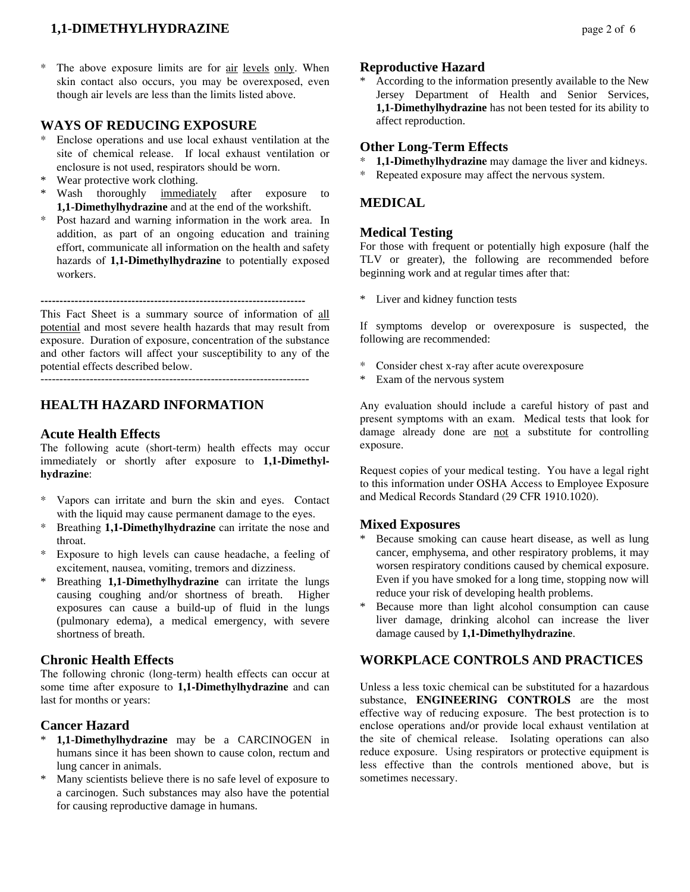* The above exposure limits are for air levels only. When skin contact also occurs, you may be overexposed, even though air levels are less than the limits listed above.

## WAYS OF REDUCING EXPOSURE

* Enclose operations and use local exhaust ventilation at the site of chemical release. If local exhaust ventilation or enclosure is not used, respirators should be worn.
* Wear protective work clothing.
* Wash thoroughly immediately after exposure to **1,1-Dimethylhydrazine** and at the end of the workshift.
* Post hazard and warning information in the work area. In addition, as part of an ongoing education and training effort, communicate all information on the health and safety hazards of **1,1-Dimethylhydrazine** to potentially exposed workers.

---

This Fact Sheet is a summary source of information of all potential and most severe health hazards that may result from exposure. Duration of exposure, concentration of the substance and other factors will affect your susceptibility to any of the potential effects described below.

---

## HEALTH HAZARD INFORMATION

### Acute Health Effects

The following acute (short-term) health effects may occur immediately or shortly after exposure to **1,1-Dimethylhydrazine**:

* Vapors can irritate and burn the skin and eyes. Contact with the liquid may cause permanent damage to the eyes.
* Breathing **1,1-Dimethylhydrazine** can irritate the nose and throat.
* Exposure to high levels can cause headache, a feeling of excitement, nausea, vomiting, tremors and dizziness.
* Breathing **1,1-Dimethylhydrazine** can irritate the lungs causing coughing and/or shortness of breath. Higher exposures can cause a build-up of fluid in the lungs (pulmonary edema), a medical emergency, with severe shortness of breath.

### Chronic Health Effects

The following chronic (long-term) health effects can occur at some time after exposure to **1,1-Dimethylhydrazine** and can last for months or years:

### Cancer Hazard

* **1,1-Dimethylhydrazine** may be a CARCINOGEN in humans since it has been shown to cause colon, rectum and lung cancer in animals.
* Many scientists believe there is no safe level of exposure to a carcinogen. Such substances may also have the potential for causing reproductive damage in humans.

### Reproductive Hazard

* According to the information presently available to the New Jersey Department of Health and Senior Services, **1,1-Dimethylhydrazine** has not been tested for its ability to affect reproduction.

### Other Long-Term Effects

* **1,1-Dimethylhydrazine** may damage the liver and kidneys.
* Repeated exposure may affect the nervous system.

## MEDICAL

### Medical Testing

For those with frequent or potentially high exposure (half the TLV or greater), the following are recommended before beginning work and at regular times after that:

* Liver and kidney function tests

If symptoms develop or overexposure is suspected, the following are recommended:

* Consider chest x-ray after acute overexposure
* Exam of the nervous system

Any evaluation should include a careful history of past and present symptoms with an exam. Medical tests that look for damage already done are not a substitute for controlling exposure.

Request copies of your medical testing. You have a legal right to this information under OSHA Access to Employee Exposure and Medical Records Standard (29 CFR 1910.1020).

### Mixed Exposures

* Because smoking can cause heart disease, as well as lung cancer, emphysema, and other respiratory problems, it may worsen respiratory conditions caused by chemical exposure. Even if you have smoked for a long time, stopping now will reduce your risk of developing health problems.
* Because more than light alcohol consumption can cause liver damage, drinking alcohol can increase the liver damage caused by **1,1-Dimethylhydrazine**.

## WORKPLACE CONTROLS AND PRACTICES

Unless a less toxic chemical can be substituted for a hazardous substance, **ENGINEERING CONTROLS** are the most effective way of reducing exposure. The best protection is to enclose operations and/or provide local exhaust ventilation at the site of chemical release. Isolating operations can also reduce exposure. Using respirators or protective equipment is less effective than the controls mentioned above, but is sometimes necessary.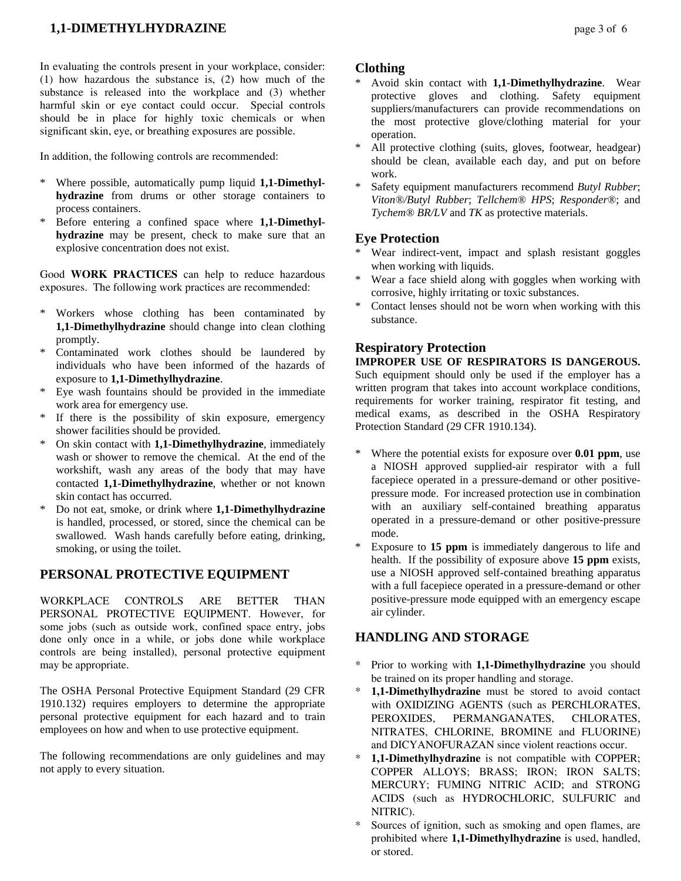In evaluating the controls present in your workplace, consider: (1) how hazardous the substance is, (2) how much of the substance is released into the workplace and (3) whether harmful skin or eye contact could occur. Special controls should be in place for highly toxic chemicals or when significant skin, eye, or breathing exposures are possible.

In addition, the following controls are recommended:

* Where possible, automatically pump liquid **1,1-Dimethylhydrazine** from drums or other storage containers to process containers.
* Before entering a confined space where **1,1-Dimethylhydrazine** may be present, check to make sure that an explosive concentration does not exist.

Good **WORK PRACTICES** can help to reduce hazardous exposures. The following work practices are recommended:

* Workers whose clothing has been contaminated by **1,1-Dimethylhydrazine** should change into clean clothing promptly.
* Contaminated work clothes should be laundered by individuals who have been informed of the hazards of exposure to **1,1-Dimethylhydrazine**.
* Eye wash fountains should be provided in the immediate work area for emergency use.
* If there is the possibility of skin exposure, emergency shower facilities should be provided.
* On skin contact with **1,1-Dimethylhydrazine**, immediately wash or shower to remove the chemical. At the end of the workshift, wash any areas of the body that may have contacted **1,1-Dimethylhydrazine**, whether or not known skin contact has occurred.
* Do not eat, smoke, or drink where **1,1-Dimethylhydrazine** is handled, processed, or stored, since the chemical can be swallowed. Wash hands carefully before eating, drinking, smoking, or using the toilet.

## PERSONAL PROTECTIVE EQUIPMENT

WORKPLACE CONTROLS ARE BETTER THAN PERSONAL PROTECTIVE EQUIPMENT. However, for some jobs (such as outside work, confined space entry, jobs done only once in a while, or jobs done while workplace controls are being installed), personal protective equipment may be appropriate.

The OSHA Personal Protective Equipment Standard (29 CFR 1910.132) requires employers to determine the appropriate personal protective equipment for each hazard and to train employees on how and when to use protective equipment.

The following recommendations are only guidelines and may not apply to every situation.

### Clothing

* Avoid skin contact with **1,1-Dimethylhydrazine**. Wear protective gloves and clothing. Safety equipment suppliers/manufacturers can provide recommendations on the most protective glove/clothing material for your operation.
* All protective clothing (suits, gloves, footwear, headgear) should be clean, available each day, and put on before work.
* Safety equipment manufacturers recommend *Butyl Rubber*; *Viton®/Butyl Rubber*; *Tellchem® HPS*; *Responder®*; and *Tychem® BR/LV* and *TK* as protective materials.

### Eye Protection

* Wear indirect-vent, impact and splash resistant goggles when working with liquids.
* Wear a face shield along with goggles when working with corrosive, highly irritating or toxic substances.
* Contact lenses should not be worn when working with this substance.

### Respiratory Protection

**IMPROPER USE OF RESPIRATORS IS DANGEROUS.** Such equipment should only be used if the employer has a written program that takes into account workplace conditions, requirements for worker training, respirator fit testing, and medical exams, as described in the OSHA Respiratory Protection Standard (29 CFR 1910.134).

* Where the potential exists for exposure over **0.01 ppm**, use a NIOSH approved supplied-air respirator with a full facepiece operated in a pressure-demand or other positive-pressure mode. For increased protection use in combination with an auxiliary self-contained breathing apparatus operated in a pressure-demand or other positive-pressure mode.
* Exposure to **15 ppm** is immediately dangerous to life and health. If the possibility of exposure above **15 ppm** exists, use a NIOSH approved self-contained breathing apparatus with a full facepiece operated in a pressure-demand or other positive-pressure mode equipped with an emergency escape air cylinder.

## HANDLING AND STORAGE

* Prior to working with **1,1-Dimethylhydrazine** you should be trained on its proper handling and storage.
* **1,1-Dimethylhydrazine** must be stored to avoid contact with OXIDIZING AGENTS (such as PERCHLORATES, PEROXIDES, PERMANGANATES, CHLORATES, NITRATES, CHLORINE, BROMINE and FLUORINE) and DICYANOFURAZAN since violent reactions occur.
* **1,1-Dimethylhydrazine** is not compatible with COPPER; COPPER ALLOYS; BRASS; IRON; IRON SALTS; MERCURY; FUMING NITRIC ACID; and STRONG ACIDS (such as HYDROCHLORIC, SULFURIC and NITRIC).
* Sources of ignition, such as smoking and open flames, are prohibited where **1,1-Dimethylhydrazine** is used, handled, or stored.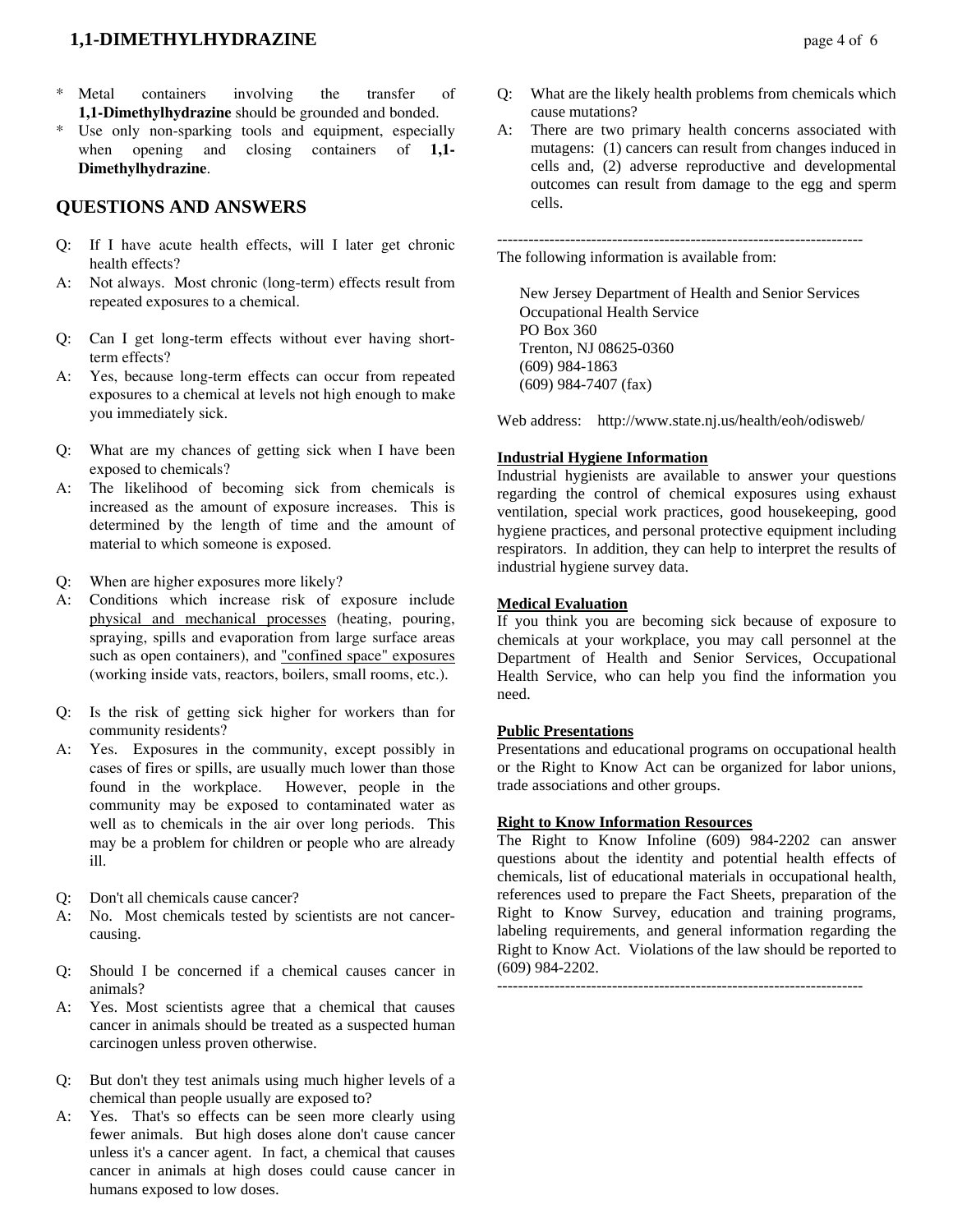* Metal containers involving the transfer of **1,1-Dimethylhydrazine** should be grounded and bonded.
* Use only non-sparking tools and equipment, especially when opening and closing containers of **1,1-Dimethylhydrazine**.

## QUESTIONS AND ANSWERS

Q: If I have acute health effects, will I later get chronic health effects?
A: Not always. Most chronic (long-term) effects result from repeated exposures to a chemical.

Q: Can I get long-term effects without ever having short-term effects?
A: Yes, because long-term effects can occur from repeated exposures to a chemical at levels not high enough to make you immediately sick.

Q: What are my chances of getting sick when I have been exposed to chemicals?
A: The likelihood of becoming sick from chemicals is increased as the amount of exposure increases. This is determined by the length of time and the amount of material to which someone is exposed.

Q: When are higher exposures more likely?
A: Conditions which increase risk of exposure include <u>physical and mechanical processes</u> (heating, pouring, spraying, spills and evaporation from large surface areas such as open containers), and <u>"confined space" exposures</u> (working inside vats, reactors, boilers, small rooms, etc.).

Q: Is the risk of getting sick higher for workers than for community residents?
A: Yes. Exposures in the community, except possibly in cases of fires or spills, are usually much lower than those found in the workplace. However, people in the community may be exposed to contaminated water as well as to chemicals in the air over long periods. This may be a problem for children or people who are already ill.

Q: Don't all chemicals cause cancer?
A: No. Most chemicals tested by scientists are not cancer-causing.

Q: Should I be concerned if a chemical causes cancer in animals?
A: Yes. Most scientists agree that a chemical that causes cancer in animals should be treated as a suspected human carcinogen unless proven otherwise.

Q: But don't they test animals using much higher levels of a chemical than people usually are exposed to?
A: Yes. That's so effects can be seen more clearly using fewer animals. But high doses alone don't cause cancer unless it's a cancer agent. In fact, a chemical that causes cancer in animals at high doses could cause cancer in humans exposed to low doses.

Q: What are the likely health problems from chemicals which cause mutations?
A: There are two primary health concerns associated with mutagens: (1) cancers can result from changes induced in cells and, (2) adverse reproductive and developmental outcomes can result from damage to the egg and sperm cells.

---

The following information is available from:

New Jersey Department of Health and Senior Services
Occupational Health Service
PO Box 360
Trenton, NJ 08625-0360
(609) 984-1863
(609) 984-7407 (fax)

Web address: http://www.state.nj.us/health/eoh/odisweb/

**<u>Industrial Hygiene Information</u>**
Industrial hygienists are available to answer your questions regarding the control of chemical exposures using exhaust ventilation, special work practices, good housekeeping, good hygiene practices, and personal protective equipment including respirators. In addition, they can help to interpret the results of industrial hygiene survey data.

**<u>Medical Evaluation</u>**
If you think you are becoming sick because of exposure to chemicals at your workplace, you may call personnel at the Department of Health and Senior Services, Occupational Health Service, who can help you find the information you need.

**<u>Public Presentations</u>**
Presentations and educational programs on occupational health or the Right to Know Act can be organized for labor unions, trade associations and other groups.

**<u>Right to Know Information Resources</u>**
The Right to Know Infoline (609) 984-2202 can answer questions about the identity and potential health effects of chemicals, list of educational materials in occupational health, references used to prepare the Fact Sheets, preparation of the Right to Know Survey, education and training programs, labeling requirements, and general information regarding the Right to Know Act. Violations of the law should be reported to (609) 984-2202.

---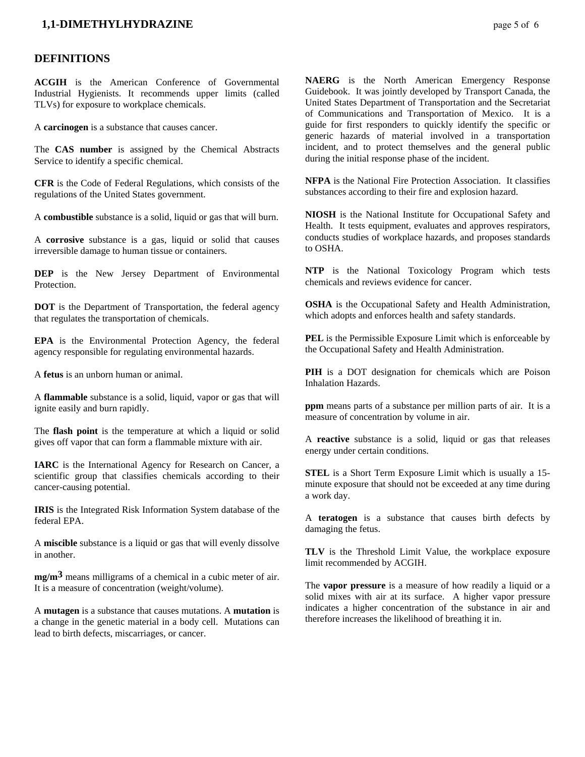## DEFINITIONS

**ACGIH** is the American Conference of Governmental Industrial Hygienists. It recommends upper limits (called TLVs) for exposure to workplace chemicals.

A **carcinogen** is a substance that causes cancer.

The **CAS number** is assigned by the Chemical Abstracts Service to identify a specific chemical.

**CFR** is the Code of Federal Regulations, which consists of the regulations of the United States government.

A **combustible** substance is a solid, liquid or gas that will burn.

A **corrosive** substance is a gas, liquid or solid that causes irreversible damage to human tissue or containers.

**DEP** is the New Jersey Department of Environmental Protection.

**DOT** is the Department of Transportation, the federal agency that regulates the transportation of chemicals.

**EPA** is the Environmental Protection Agency, the federal agency responsible for regulating environmental hazards.

A **fetus** is an unborn human or animal.

A **flammable** substance is a solid, liquid, vapor or gas that will ignite easily and burn rapidly.

The **flash point** is the temperature at which a liquid or solid gives off vapor that can form a flammable mixture with air.

**IARC** is the International Agency for Research on Cancer, a scientific group that classifies chemicals according to their cancer-causing potential.

**IRIS** is the Integrated Risk Information System database of the federal EPA.

A **miscible** substance is a liquid or gas that will evenly dissolve in another.

**mg/m$^3$** means milligrams of a chemical in a cubic meter of air. It is a measure of concentration (weight/volume).

A **mutagen** is a substance that causes mutations. A **mutation** is a change in the genetic material in a body cell. Mutations can lead to birth defects, miscarriages, or cancer.

**NAERG** is the North American Emergency Response Guidebook. It was jointly developed by Transport Canada, the United States Department of Transportation and the Secretariat of Communications and Transportation of Mexico. It is a guide for first responders to quickly identify the specific or generic hazards of material involved in a transportation incident, and to protect themselves and the general public during the initial response phase of the incident.

**NFPA** is the National Fire Protection Association. It classifies substances according to their fire and explosion hazard.

**NIOSH** is the National Institute for Occupational Safety and Health. It tests equipment, evaluates and approves respirators, conducts studies of workplace hazards, and proposes standards to OSHA.

**NTP** is the National Toxicology Program which tests chemicals and reviews evidence for cancer.

**OSHA** is the Occupational Safety and Health Administration, which adopts and enforces health and safety standards.

**PEL** is the Permissible Exposure Limit which is enforceable by the Occupational Safety and Health Administration.

**PIH** is a DOT designation for chemicals which are Poison Inhalation Hazards.

**ppm** means parts of a substance per million parts of air. It is a measure of concentration by volume in air.

A **reactive** substance is a solid, liquid or gas that releases energy under certain conditions.

**STEL** is a Short Term Exposure Limit which is usually a 15-minute exposure that should not be exceeded at any time during a work day.

A **teratogen** is a substance that causes birth defects by damaging the fetus.

**TLV** is the Threshold Limit Value, the workplace exposure limit recommended by ACGIH.

The **vapor pressure** is a measure of how readily a liquid or a solid mixes with air at its surface. A higher vapor pressure indicates a higher concentration of the substance in air and therefore increases the likelihood of breathing it in.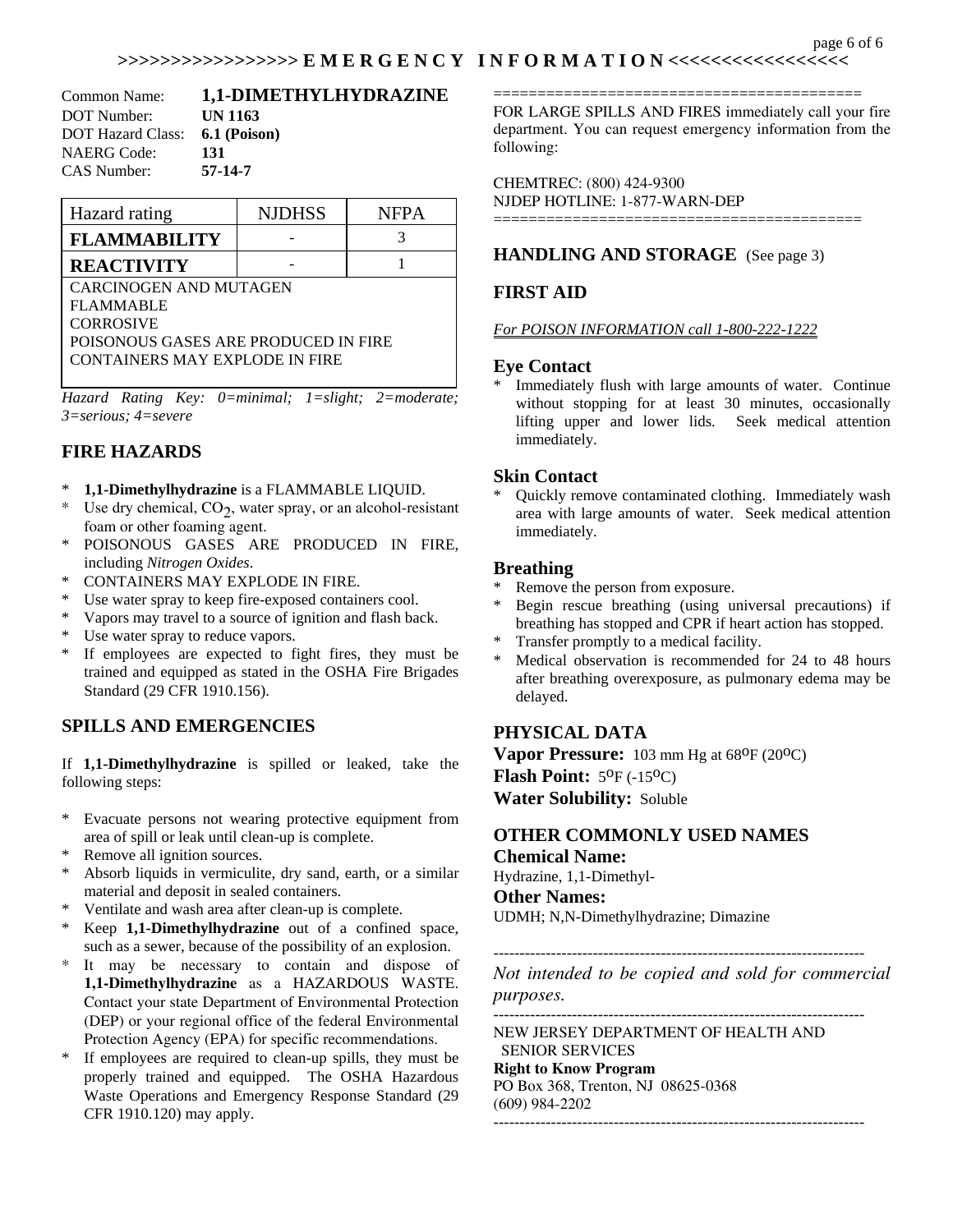# >>>>>>>>>>>>>>>>> E M E R G E N C Y   I N F O R M A T I O N <<<<<<<<<<<<<<<<<

| | |
|---|---|
| Common Name: | **1,1-DIMETHYLHYDRAZINE** |
| DOT Number: | **UN 1163** |
| DOT Hazard Class: | **6.1 (Poison)** |
| NAERG Code: | **131** |
| CAS Number: | **57-14-7** |

| Hazard rating | NJDHSS | NFPA |
|---|---|---|
| **FLAMMABILITY** | - | 3 |
| **REACTIVITY** | - | 1 |

CARCINOGEN AND MUTAGEN
FLAMMABLE
CORROSIVE
POISONOUS GASES ARE PRODUCED IN FIRE
CONTAINERS MAY EXPLODE IN FIRE

*Hazard Rating Key: 0=minimal; 1=slight; 2=moderate; 3=serious; 4=severe*

## FIRE HAZARDS

* **1,1-Dimethylhydrazine** is a FLAMMABLE LIQUID.
* Use dry chemical, $CO_2$, water spray, or an alcohol-resistant foam or other foaming agent.
* POISONOUS GASES ARE PRODUCED IN FIRE, including *Nitrogen Oxides*.
* CONTAINERS MAY EXPLODE IN FIRE.
* Use water spray to keep fire-exposed containers cool.
* Vapors may travel to a source of ignition and flash back.
* Use water spray to reduce vapors.
* If employees are expected to fight fires, they must be trained and equipped as stated in the OSHA Fire Brigades Standard (29 CFR 1910.156).

## SPILLS AND EMERGENCIES

If **1,1-Dimethylhydrazine** is spilled or leaked, take the following steps:

* Evacuate persons not wearing protective equipment from area of spill or leak until clean-up is complete.
* Remove all ignition sources.
* Absorb liquids in vermiculite, dry sand, earth, or a similar material and deposit in sealed containers.
* Ventilate and wash area after clean-up is complete.
* Keep **1,1-Dimethylhydrazine** out of a confined space, such as a sewer, because of the possibility of an explosion.
* It may be necessary to contain and dispose of **1,1-Dimethylhydrazine** as a HAZARDOUS WASTE. Contact your state Department of Environmental Protection (DEP) or your regional office of the federal Environmental Protection Agency (EPA) for specific recommendations.
* If employees are required to clean-up spills, they must be properly trained and equipped. The OSHA Hazardous Waste Operations and Emergency Response Standard (29 CFR 1910.120) may apply.

=========================================

FOR LARGE SPILLS AND FIRES immediately call your fire department. You can request emergency information from the following:

CHEMTREC: (800) 424-9300
NJDEP HOTLINE: 1-877-WARN-DEP

=========================================

## HANDLING AND STORAGE (See page 3)

## FIRST AID

*For POISON INFORMATION call 1-800-222-1222*

### Eye Contact

* Immediately flush with large amounts of water. Continue without stopping for at least 30 minutes, occasionally lifting upper and lower lids. Seek medical attention immediately.

### Skin Contact

* Quickly remove contaminated clothing. Immediately wash area with large amounts of water. Seek medical attention immediately.

### Breathing

* Remove the person from exposure.
* Begin rescue breathing (using universal precautions) if breathing has stopped and CPR if heart action has stopped.
* Transfer promptly to a medical facility.
* Medical observation is recommended for 24 to 48 hours after breathing overexposure, as pulmonary edema may be delayed.

## PHYSICAL DATA

**Vapor Pressure:** 103 mm Hg at 68$^{o}$F (20$^{o}$C)
**Flash Point:** 5$^{o}$F (-15$^{o}$C)
**Water Solubility:** Soluble

## OTHER COMMONLY USED NAMES

**Chemical Name:**
Hydrazine, 1,1-Dimethyl-

**Other Names:**
UDMH; N,N-Dimethylhydrazine; Dimazine

---

*Not intended to be copied and sold for commercial purposes.*

---

NEW JERSEY DEPARTMENT OF HEALTH AND SENIOR SERVICES
**Right to Know Program**
PO Box 368, Trenton, NJ 08625-0368
(609) 984-2202

---